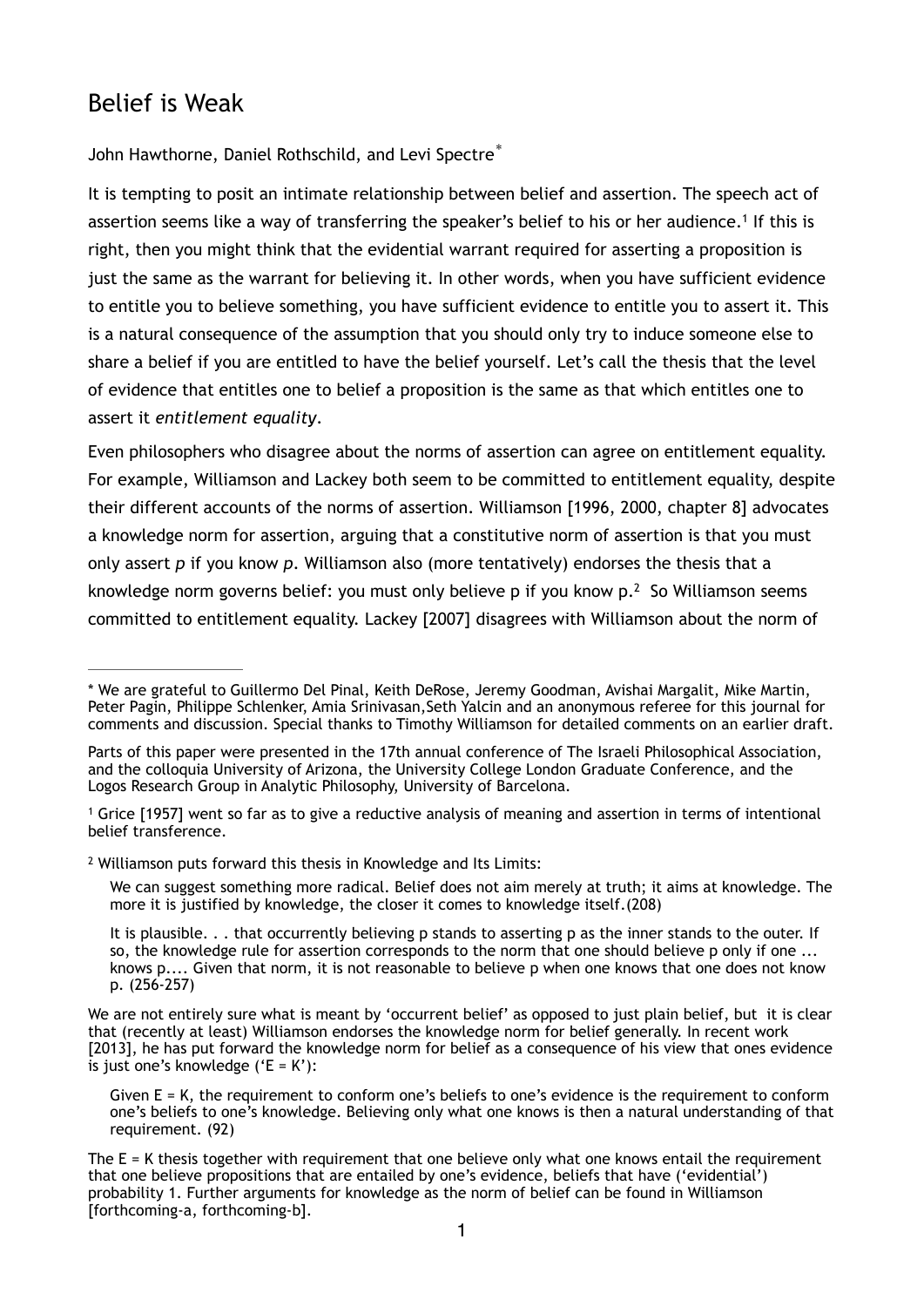# Belief is Weak

John Hawthorne, Daniel Rothschild, and Levi Spectre*

It is tempting to posit an intimate relationship between belief and assertion. The speech act of assertion seems like a way of transferring the speaker's belief to his or her audience.[1] If this is right, then you might think that the evidential warrant required for asserting a proposition is just the same as the warrant for believing it. In other words, when you have sufficient evidence to entitle you to believe something, you have sufficient evidence to entitle you to assert it. This is a natural consequence of the assumption that you should only try to induce someone else to share a belief if you are entitled to have the belief yourself. Let's call the thesis that the level of evidence that entitles one to belief a proposition is the same as that which entitles one to assert it *entitlement equality*.

Even philosophers who disagree about the norms of assertion can agree on entitlement equality. For example, Williamson and Lackey both seem to be committed to entitlement equality, despite their different accounts of the norms of assertion. Williamson [1996, 2000, chapter 8] advocates a knowledge norm for assertion, arguing that a constitutive norm of assertion is that you must only assert *p* if you know *p*. Williamson also (more tentatively) endorses the thesis that a knowledge norm governs belief: you must only believe p if you know p.[2] So Williamson seems committed to entitlement equality. Lackey [2007] disagrees with Williamson about the norm of

---

* We are grateful to Guillermo Del Pinal, Keith DeRose, Jeremy Goodman, Avishai Margalit, Mike Martin, Peter Pagin, Philippe Schlenker, Amia Srinivasan,Seth Yalcin and an anonymous referee for this journal for comments and discussion. Special thanks to Timothy Williamson for detailed comments on an earlier draft.

Parts of this paper were presented in the 17th annual conference of The Israeli Philosophical Association, and the colloquia University of Arizona, the University College London Graduate Conference, and the Logos Research Group in Analytic Philosophy, University of Barcelona.

[1] Grice [1957] went so far as to give a reductive analysis of meaning and assertion in terms of intentional belief transference.

[2] Williamson puts forward this thesis in Knowledge and Its Limits:

> We can suggest something more radical. Belief does not aim merely at truth; it aims at knowledge. The more it is justified by knowledge, the closer it comes to knowledge itself.(208)

> It is plausible. . . that occurrently believing p stands to asserting p as the inner stands to the outer. If so, the knowledge rule for assertion corresponds to the norm that one should believe p only if one ... knows p.... Given that norm, it is not reasonable to believe p when one knows that one does not know p. (256-257)

We are not entirely sure what is meant by 'occurrent belief' as opposed to just plain belief, but it is clear that (recently at least) Williamson endorses the knowledge norm for belief generally. In recent work [2013], he has put forward the knowledge norm for belief as a consequence of his view that ones evidence is just one's knowledge ('E = K'):

> Given E = K, the requirement to conform one's beliefs to one's evidence is the requirement to conform one's beliefs to one's knowledge. Believing only what one knows is then a natural understanding of that requirement. (92)

The E = K thesis together with requirement that one believe only what one knows entail the requirement that one believe propositions that are entailed by one's evidence, beliefs that have ('evidential') probability 1. Further arguments for knowledge as the norm of belief can be found in Williamson [forthcoming-a, forthcoming-b].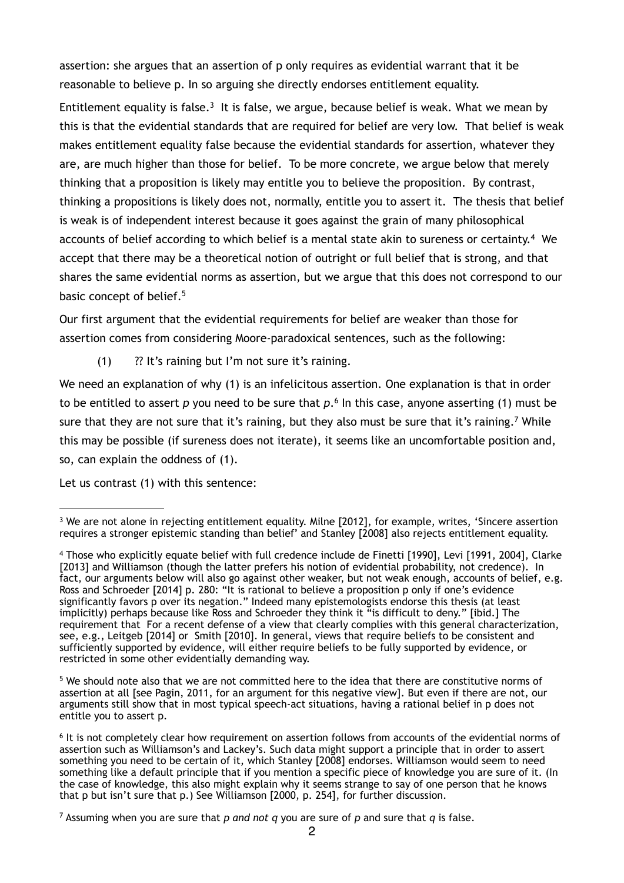assertion: she argues that an assertion of p only requires as evidential warrant that it be reasonable to believe p. In so arguing she directly endorses entitlement equality.

Entitlement equality is false.[3] It is false, we argue, because belief is weak. What we mean by this is that the evidential standards that are required for belief are very low. That belief is weak makes entitlement equality false because the evidential standards for assertion, whatever they are, are much higher than those for belief. To be more concrete, we argue below that merely thinking that a proposition is likely may entitle you to believe the proposition. By contrast, thinking a propositions is likely does not, normally, entitle you to assert it. The thesis that belief is weak is of independent interest because it goes against the grain of many philosophical accounts of belief according to which belief is a mental state akin to sureness or certainty.[4] We accept that there may be a theoretical notion of outright or full belief that is strong, and that shares the same evidential norms as assertion, but we argue that this does not correspond to our basic concept of belief.[5]

Our first argument that the evidential requirements for belief are weaker than those for assertion comes from considering Moore-paradoxical sentences, such as the following:

(1) ?? It's raining but I'm not sure it's raining.

We need an explanation of why (1) is an infelicitous assertion. One explanation is that in order to be entitled to assert *p* you need to be sure that *p*.[6] In this case, anyone asserting (1) must be sure that they are not sure that it's raining, but they also must be sure that it's raining.[7] While this may be possible (if sureness does not iterate), it seems like an uncomfortable position and, so, can explain the oddness of (1).

Let us contrast (1) with this sentence:

---

[3] We are not alone in rejecting entitlement equality. Milne [2012], for example, writes, 'Sincere assertion requires a stronger epistemic standing than belief' and Stanley [2008] also rejects entitlement equality.

[4] Those who explicitly equate belief with full credence include de Finetti [1990], Levi [1991, 2004], Clarke [2013] and Williamson (though the latter prefers his notion of evidential probability, not credence). In fact, our arguments below will also go against other weaker, but not weak enough, accounts of belief, e.g. Ross and Schroeder [2014] p. 280: "It is rational to believe a proposition p only if one's evidence significantly favors p over its negation." Indeed many epistemologists endorse this thesis (at least implicitly) perhaps because like Ross and Schroeder they think it "is difficult to deny." [ibid.] The requirement that For a recent defense of a view that clearly complies with this general characterization, see, e.g., Leitgeb [2014] or Smith [2010]. In general, views that require beliefs to be consistent and sufficiently supported by evidence, will either require beliefs to be fully supported by evidence, or restricted in some other evidentially demanding way.

[5] We should note also that we are not committed here to the idea that there are constitutive norms of assertion at all [see Pagin, 2011, for an argument for this negative view]. But even if there are not, our arguments still show that in most typical speech-act situations, having a rational belief in p does not entitle you to assert p.

[6] It is not completely clear how requirement on assertion follows from accounts of the evidential norms of assertion such as Williamson's and Lackey's. Such data might support a principle that in order to assert something you need to be certain of it, which Stanley [2008] endorses. Williamson would seem to need something like a default principle that if you mention a specific piece of knowledge you are sure of it. (In the case of knowledge, this also might explain why it seems strange to say of one person that he knows that p but isn't sure that p.) See Williamson [2000, p. 254], for further discussion.

[7] Assuming when you are sure that *p and not q* you are sure of *p* and sure that *q* is false.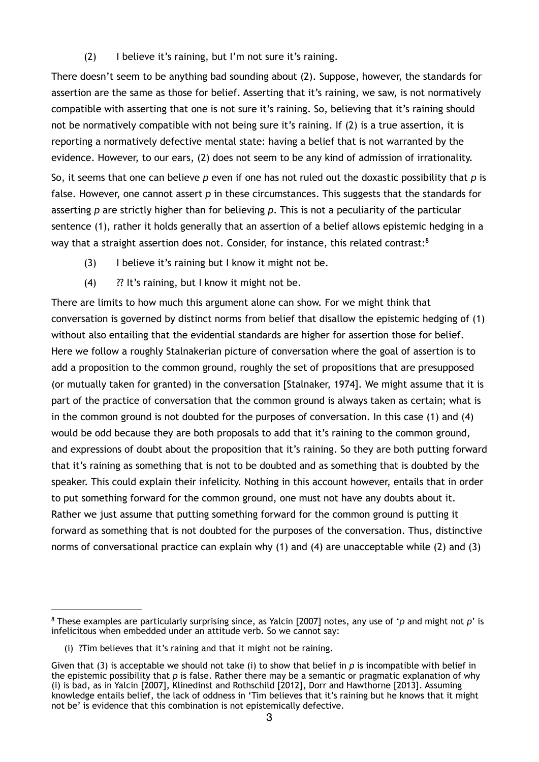(2) I believe it's raining, but I'm not sure it's raining.

There doesn't seem to be anything bad sounding about (2). Suppose, however, the standards for assertion are the same as those for belief. Asserting that it's raining, we saw, is not normatively compatible with asserting that one is not sure it's raining. So, believing that it's raining should not be normatively compatible with not being sure it's raining. If (2) is a true assertion, it is reporting a normatively defective mental state: having a belief that is not warranted by the evidence. However, to our ears, (2) does not seem to be any kind of admission of irrationality.

So, it seems that one can believe *p* even if one has not ruled out the doxastic possibility that *p* is false. However, one cannot assert *p* in these circumstances. This suggests that the standards for asserting *p* are strictly higher than for believing *p*. This is not a peculiarity of the particular sentence (1), rather it holds generally that an assertion of a belief allows epistemic hedging in a way that a straight assertion does not. Consider, for instance, this related contrast:[8]

(3) I believe it's raining but I know it might not be.

(4) ?? It's raining, but I know it might not be.

There are limits to how much this argument alone can show. For we might think that conversation is governed by distinct norms from belief that disallow the epistemic hedging of (1) without also entailing that the evidential standards are higher for assertion those for belief. Here we follow a roughly Stalnakerian picture of conversation where the goal of assertion is to add a proposition to the common ground, roughly the set of propositions that are presupposed (or mutually taken for granted) in the conversation [Stalnaker, 1974]. We might assume that it is part of the practice of conversation that the common ground is always taken as certain; what is in the common ground is not doubted for the purposes of conversation. In this case (1) and (4) would be odd because they are both proposals to add that it's raining to the common ground, and expressions of doubt about the proposition that it's raining. So they are both putting forward that it's raining as something that is not to be doubted and as something that is doubted by the speaker. This could explain their infelicity. Nothing in this account however, entails that in order to put something forward for the common ground, one must not have any doubts about it. Rather we just assume that putting something forward for the common ground is putting it forward as something that is not doubted for the purposes of the conversation. Thus, distinctive norms of conversational practice can explain why (1) and (4) are unacceptable while (2) and (3)

---

[8] These examples are particularly surprising since, as Yalcin [2007] notes, any use of '*p* and might not *p*' is infelicitous when embedded under an attitude verb. So we cannot say:

(i) ?Tim believes that it's raining and that it might not be raining.

Given that (3) is acceptable we should not take (i) to show that belief in *p* is incompatible with belief in the epistemic possibility that *p* is false. Rather there may be a semantic or pragmatic explanation of why (i) is bad, as in Yalcin [2007], Klinedinst and Rothschild [2012], Dorr and Hawthorne [2013]. Assuming knowledge entails belief, the lack of oddness in 'Tim believes that it's raining but he knows that it might not be' is evidence that this combination is not epistemically defective.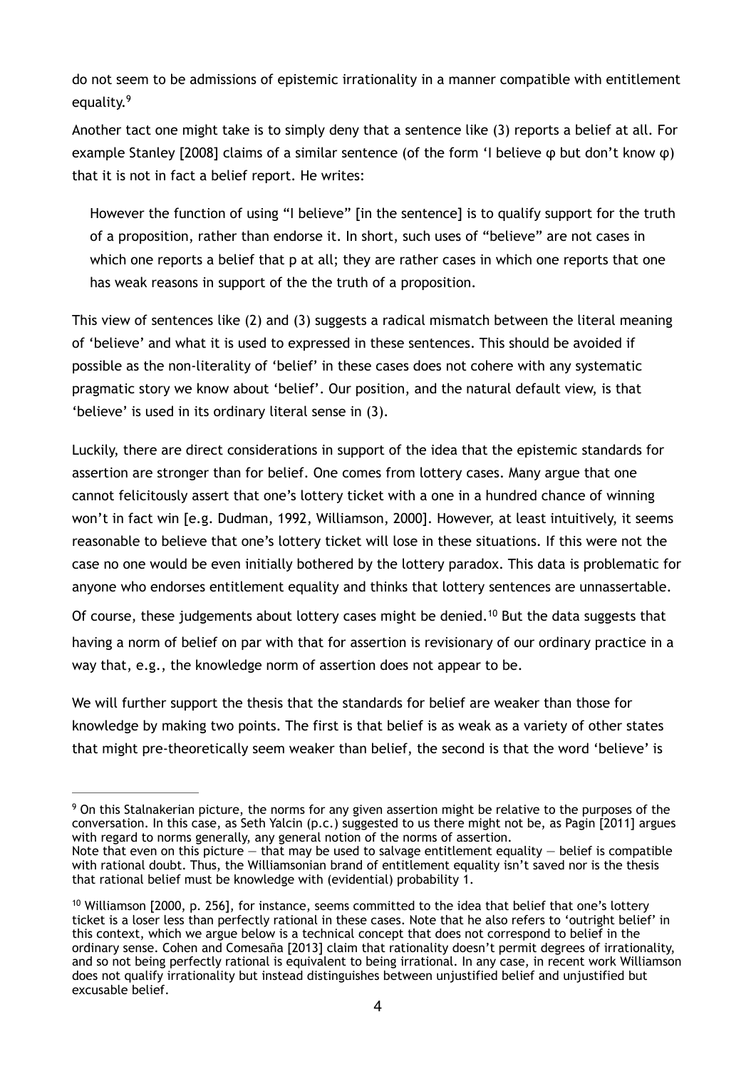do not seem to be admissions of epistemic irrationality in a manner compatible with entitlement equality.[9]

Another tact one might take is to simply deny that a sentence like (3) reports a belief at all. For example Stanley [2008] claims of a similar sentence (of the form 'I believe φ but don't know φ) that it is not in fact a belief report. He writes:

> However the function of using "I believe" [in the sentence] is to qualify support for the truth of a proposition, rather than endorse it. In short, such uses of "believe" are not cases in which one reports a belief that p at all; they are rather cases in which one reports that one has weak reasons in support of the the truth of a proposition.

This view of sentences like (2) and (3) suggests a radical mismatch between the literal meaning of 'believe' and what it is used to expressed in these sentences. This should be avoided if possible as the non-literality of 'belief' in these cases does not cohere with any systematic pragmatic story we know about 'belief'. Our position, and the natural default view, is that 'believe' is used in its ordinary literal sense in (3).

Luckily, there are direct considerations in support of the idea that the epistemic standards for assertion are stronger than for belief. One comes from lottery cases. Many argue that one cannot felicitously assert that one's lottery ticket with a one in a hundred chance of winning won't in fact win [e.g. Dudman, 1992, Williamson, 2000]. However, at least intuitively, it seems reasonable to believe that one's lottery ticket will lose in these situations. If this were not the case no one would be even initially bothered by the lottery paradox. This data is problematic for anyone who endorses entitlement equality and thinks that lottery sentences are unassertable.

Of course, these judgements about lottery cases might be denied.[10] But the data suggests that having a norm of belief on par with that for assertion is revisionary of our ordinary practice in a way that, e.g., the knowledge norm of assertion does not appear to be.

We will further support the thesis that the standards for belief are weaker than those for knowledge by making two points. The first is that belief is as weak as a variety of other states that might pre-theoretically seem weaker than belief, the second is that the word 'believe' is

---

[9] On this Stalnakerian picture, the norms for any given assertion might be relative to the purposes of the conversation. In this case, as Seth Yalcin (p.c.) suggested to us there might not be, as Pagin [2011] argues with regard to norms generally, any general notion of the norms of assertion.
Note that even on this picture — that may be used to salvage entitlement equality — belief is compatible with rational doubt. Thus, the Williamsonian brand of entitlement equality isn't saved nor is the thesis that rational belief must be knowledge with (evidential) probability 1.

[10] Williamson [2000, p. 256], for instance, seems committed to the idea that belief that one's lottery ticket is a loser less than perfectly rational in these cases. Note that he also refers to 'outright belief' in this context, which we argue below is a technical concept that does not correspond to belief in the ordinary sense. Cohen and Comesaña [2013] claim that rationality doesn't permit degrees of irrationality, and so not being perfectly rational is equivalent to being irrational. In any case, in recent work Williamson does not qualify irrationality but instead distinguishes between unjustified belief and unjustified but excusable belief.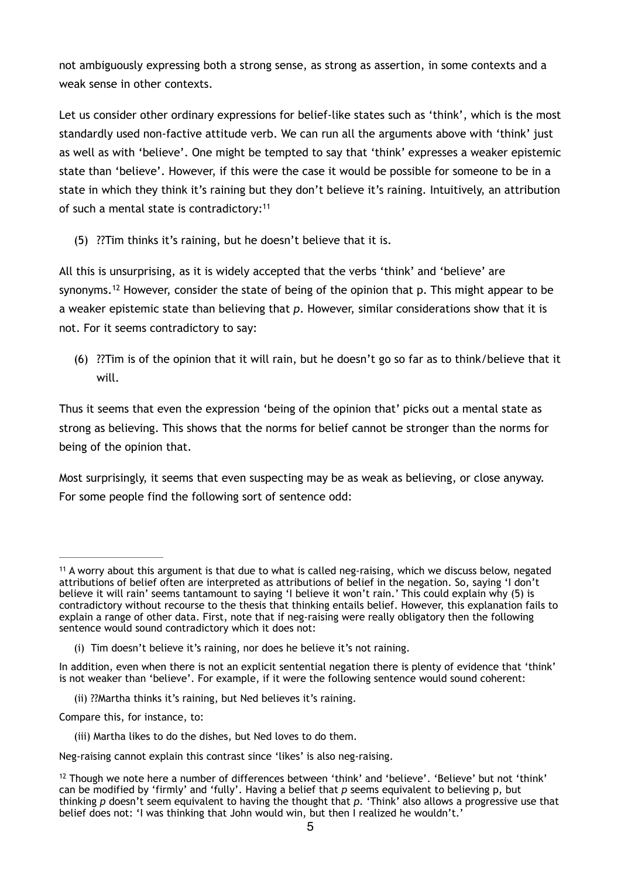not ambiguously expressing both a strong sense, as strong as assertion, in some contexts and a weak sense in other contexts.

Let us consider other ordinary expressions for belief-like states such as 'think', which is the most standardly used non-factive attitude verb. We can run all the arguments above with 'think' just as well as with 'believe'. One might be tempted to say that 'think' expresses a weaker epistemic state than 'believe'. However, if this were the case it would be possible for someone to be in a state in which they think it's raining but they don't believe it's raining. Intuitively, an attribution of such a mental state is contradictory:[11]

(5) ??Tim thinks it's raining, but he doesn't believe that it is.

All this is unsurprising, as it is widely accepted that the verbs 'think' and 'believe' are synonyms.[12] However, consider the state of being of the opinion that p. This might appear to be a weaker epistemic state than believing that *p*. However, similar considerations show that it is not. For it seems contradictory to say:

(6) ??Tim is of the opinion that it will rain, but he doesn't go so far as to think/believe that it will.

Thus it seems that even the expression 'being of the opinion that' picks out a mental state as strong as believing. This shows that the norms for belief cannot be stronger than the norms for being of the opinion that.

Most surprisingly, it seems that even suspecting may be as weak as believing, or close anyway. For some people find the following sort of sentence odd:

---

[11] A worry about this argument is that due to what is called neg-raising, which we discuss below, negated attributions of belief often are interpreted as attributions of belief in the negation. So, saying 'I don't believe it will rain' seems tantamount to saying 'I believe it won't rain.' This could explain why (5) is contradictory without recourse to the thesis that thinking entails belief. However, this explanation fails to explain a range of other data. First, note that if neg-raising were really obligatory then the following sentence would sound contradictory which it does not:

(i) Tim doesn't believe it's raining, nor does he believe it's not raining.

In addition, even when there is not an explicit sentential negation there is plenty of evidence that 'think' is not weaker than 'believe'. For example, if it were the following sentence would sound coherent:

(ii) ??Martha thinks it's raining, but Ned believes it's raining.

Compare this, for instance, to:

(iii) Martha likes to do the dishes, but Ned loves to do them.

Neg-raising cannot explain this contrast since 'likes' is also neg-raising.

[12] Though we note here a number of differences between 'think' and 'believe'. 'Believe' but not 'think' can be modified by 'firmly' and 'fully'. Having a belief that *p* seems equivalent to believing p, but thinking *p* doesn't seem equivalent to having the thought that *p*. 'Think' also allows a progressive use that belief does not: 'I was thinking that John would win, but then I realized he wouldn't.'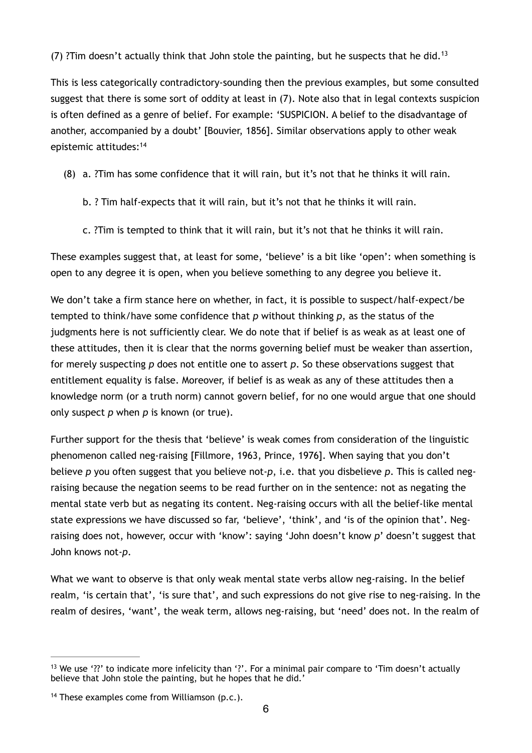(7) ?Tim doesn't actually think that John stole the painting, but he suspects that he did.[13]

This is less categorically contradictory-sounding then the previous examples, but some consulted suggest that there is some sort of oddity at least in (7). Note also that in legal contexts suspicion is often defined as a genre of belief. For example: 'SUSPICION. A belief to the disadvantage of another, accompanied by a doubt' [Bouvier, 1856]. Similar observations apply to other weak epistemic attitudes:[14]

(8) a. ?Tim has some confidence that it will rain, but it's not that he thinks it will rain.

b. ? Tim half-expects that it will rain, but it's not that he thinks it will rain.

c. ?Tim is tempted to think that it will rain, but it's not that he thinks it will rain.

These examples suggest that, at least for some, 'believe' is a bit like 'open': when something is open to any degree it is open, when you believe something to any degree you believe it.

We don't take a firm stance here on whether, in fact, it is possible to suspect/half-expect/be tempted to think/have some confidence that *p* without thinking *p*, as the status of the judgments here is not sufficiently clear. We do note that if belief is as weak as at least one of these attitudes, then it is clear that the norms governing belief must be weaker than assertion, for merely suspecting *p* does not entitle one to assert *p*. So these observations suggest that entitlement equality is false. Moreover, if belief is as weak as any of these attitudes then a knowledge norm (or a truth norm) cannot govern belief, for no one would argue that one should only suspect *p* when *p* is known (or true).

Further support for the thesis that 'believe' is weak comes from consideration of the linguistic phenomenon called neg-raising [Fillmore, 1963, Prince, 1976]. When saying that you don't believe *p* you often suggest that you believe not-*p*, i.e. that you disbelieve *p*. This is called neg-raising because the negation seems to be read further on in the sentence: not as negating the mental state verb but as negating its content. Neg-raising occurs with all the belief-like mental state expressions we have discussed so far, 'believe', 'think', and 'is of the opinion that'. Neg-raising does not, however, occur with 'know': saying 'John doesn't know *p*' doesn't suggest that John knows not-*p*.

What we want to observe is that only weak mental state verbs allow neg-raising. In the belief realm, 'is certain that', 'is sure that', and such expressions do not give rise to neg-raising. In the realm of desires, 'want', the weak term, allows neg-raising, but 'need' does not. In the realm of

---

[13] We use '??' to indicate more infelicity than '?'. For a minimal pair compare to 'Tim doesn't actually believe that John stole the painting, but he hopes that he did.'

[14] These examples come from Williamson (p.c.).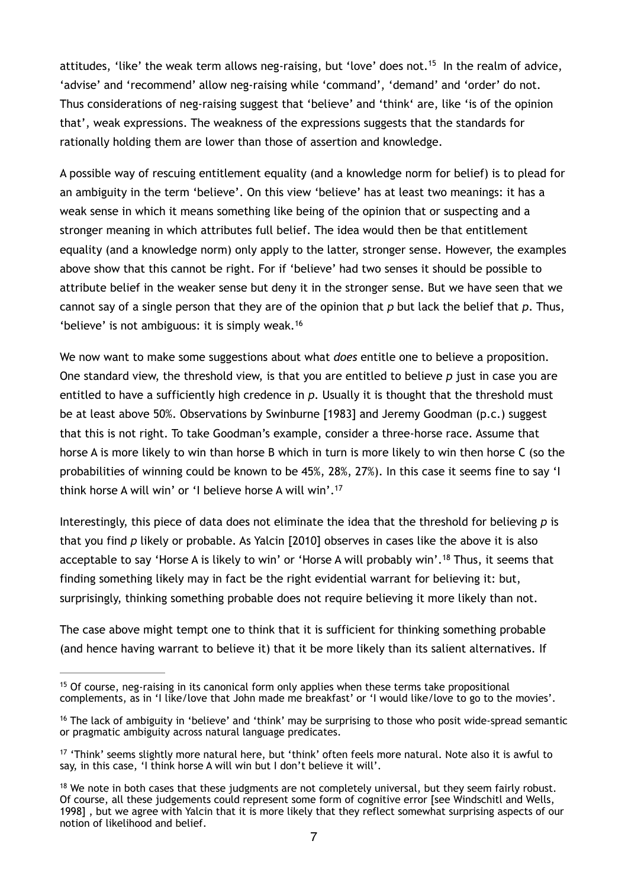attitudes, 'like' the weak term allows neg-raising, but 'love' does not.[15] In the realm of advice, 'advise' and 'recommend' allow neg-raising while 'command', 'demand' and 'order' do not. Thus considerations of neg-raising suggest that 'believe' and 'think' are, like 'is of the opinion that', weak expressions. The weakness of the expressions suggests that the standards for rationally holding them are lower than those of assertion and knowledge.

A possible way of rescuing entitlement equality (and a knowledge norm for belief) is to plead for an ambiguity in the term 'believe'. On this view 'believe' has at least two meanings: it has a weak sense in which it means something like being of the opinion that or suspecting and a stronger meaning in which attributes full belief. The idea would then be that entitlement equality (and a knowledge norm) only apply to the latter, stronger sense. However, the examples above show that this cannot be right. For if 'believe' had two senses it should be possible to attribute belief in the weaker sense but deny it in the stronger sense. But we have seen that we cannot say of a single person that they are of the opinion that *p* but lack the belief that *p*. Thus, 'believe' is not ambiguous: it is simply weak.[16]

We now want to make some suggestions about what *does* entitle one to believe a proposition. One standard view, the threshold view, is that you are entitled to believe *p* just in case you are entitled to have a sufficiently high credence in *p*. Usually it is thought that the threshold must be at least above 50%. Observations by Swinburne [1983] and Jeremy Goodman (p.c.) suggest that this is not right. To take Goodman's example, consider a three-horse race. Assume that horse A is more likely to win than horse B which in turn is more likely to win then horse C (so the probabilities of winning could be known to be 45%, 28%, 27%). In this case it seems fine to say 'I think horse A will win' or 'I believe horse A will win'.[17]

Interestingly, this piece of data does not eliminate the idea that the threshold for believing *p* is that you find *p* likely or probable. As Yalcin [2010] observes in cases like the above it is also acceptable to say 'Horse A is likely to win' or 'Horse A will probably win'.[18] Thus, it seems that finding something likely may in fact be the right evidential warrant for believing it: but, surprisingly, thinking something probable does not require believing it more likely than not.

The case above might tempt one to think that it is sufficient for thinking something probable (and hence having warrant to believe it) that it be more likely than its salient alternatives. If

---

[15] Of course, neg-raising in its canonical form only applies when these terms take propositional complements, as in 'I like/love that John made me breakfast' or 'I would like/love to go to the movies'.

[16] The lack of ambiguity in 'believe' and 'think' may be surprising to those who posit wide-spread semantic or pragmatic ambiguity across natural language predicates.

[17] 'Think' seems slightly more natural here, but 'think' often feels more natural. Note also it is awful to say, in this case, 'I think horse A will win but I don't believe it will'.

[18] We note in both cases that these judgments are not completely universal, but they seem fairly robust. Of course, all these judgements could represent some form of cognitive error [see Windschitl and Wells, 1998] , but we agree with Yalcin that it is more likely that they reflect somewhat surprising aspects of our notion of likelihood and belief.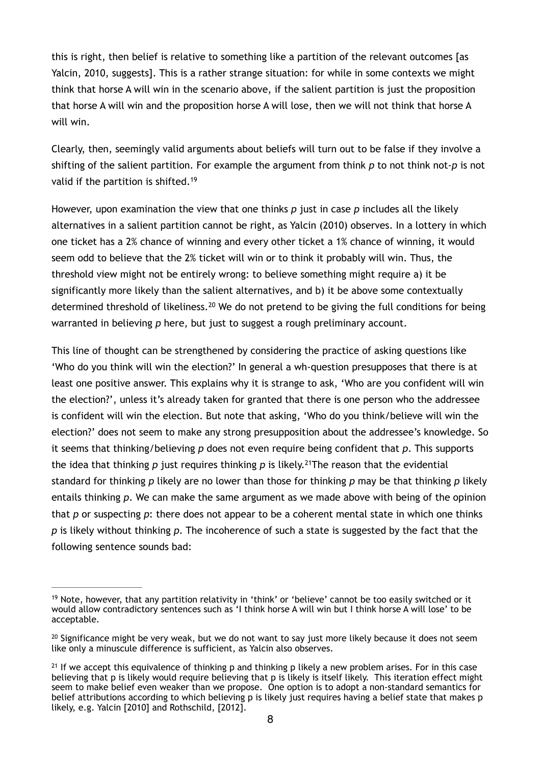this is right, then belief is relative to something like a partition of the relevant outcomes [as Yalcin, 2010, suggests]. This is a rather strange situation: for while in some contexts we might think that horse A will win in the scenario above, if the salient partition is just the proposition that horse A will win and the proposition horse A will lose, then we will not think that horse A will win.

Clearly, then, seemingly valid arguments about beliefs will turn out to be false if they involve a shifting of the salient partition. For example the argument from think *p* to not think not-*p* is not valid if the partition is shifted.[19]

However, upon examination the view that one thinks *p* just in case *p* includes all the likely alternatives in a salient partition cannot be right, as Yalcin (2010) observes. In a lottery in which one ticket has a 2% chance of winning and every other ticket a 1% chance of winning, it would seem odd to believe that the 2% ticket will win or to think it probably will win. Thus, the threshold view might not be entirely wrong: to believe something might require a) it be significantly more likely than the salient alternatives, and b) it be above some contextually determined threshold of likeliness.[20] We do not pretend to be giving the full conditions for being warranted in believing *p* here, but just to suggest a rough preliminary account.

This line of thought can be strengthened by considering the practice of asking questions like 'Who do you think will win the election?' In general a wh-question presupposes that there is at least one positive answer. This explains why it is strange to ask, 'Who are you confident will win the election?', unless it's already taken for granted that there is one person who the addressee is confident will win the election. But note that asking, 'Who do you think/believe will win the election?' does not seem to make any strong presupposition about the addressee's knowledge. So it seems that thinking/believing *p* does not even require being confident that *p*. This supports the idea that thinking *p* just requires thinking *p* is likely.[21]The reason that the evidential standard for thinking *p* likely are no lower than those for thinking *p* may be that thinking *p* likely entails thinking *p*. We can make the same argument as we made above with being of the opinion that *p* or suspecting *p*: there does not appear to be a coherent mental state in which one thinks *p* is likely without thinking *p*. The incoherence of such a state is suggested by the fact that the following sentence sounds bad:

---

[19] Note, however, that any partition relativity in 'think' or 'believe' cannot be too easily switched or it would allow contradictory sentences such as 'I think horse A will win but I think horse A will lose' to be acceptable.

[20] Significance might be very weak, but we do not want to say just more likely because it does not seem like only a minuscule difference is sufficient, as Yalcin also observes.

[21] If we accept this equivalence of thinking p and thinking p likely a new problem arises. For in this case believing that p is likely would require believing that p is likely is itself likely. This iteration effect might seem to make belief even weaker than we propose. One option is to adopt a non-standard semantics for belief attributions according to which believing p is likely just requires having a belief state that makes p likely, e.g. Yalcin [2010] and Rothschild, [2012].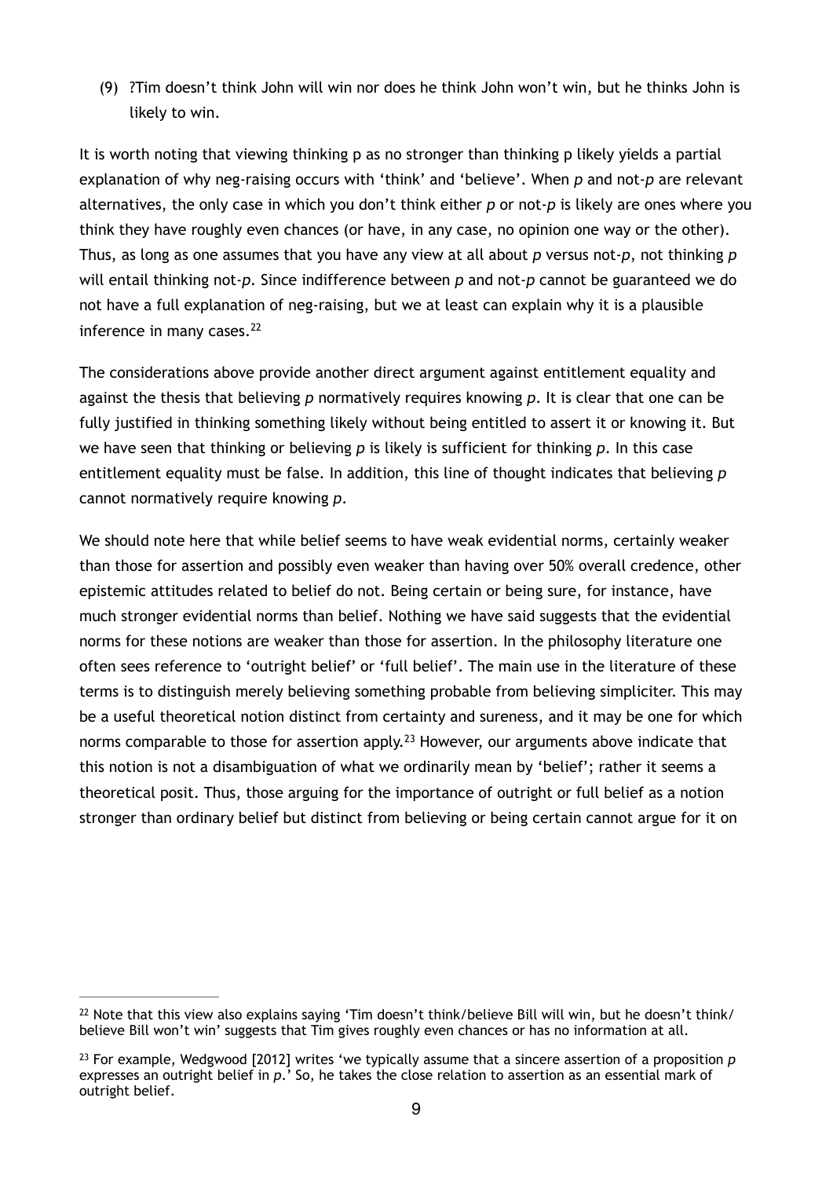(9) ?Tim doesn't think John will win nor does he think John won't win, but he thinks John is likely to win.

It is worth noting that viewing thinking p as no stronger than thinking p likely yields a partial explanation of why neg-raising occurs with 'think' and 'believe'. When *p* and not-*p* are relevant alternatives, the only case in which you don't think either *p* or not-*p* is likely are ones where you think they have roughly even chances (or have, in any case, no opinion one way or the other). Thus, as long as one assumes that you have any view at all about *p* versus not-*p*, not thinking *p* will entail thinking not-*p*. Since indifference between *p* and not-*p* cannot be guaranteed we do not have a full explanation of neg-raising, but we at least can explain why it is a plausible inference in many cases.[22]

The considerations above provide another direct argument against entitlement equality and against the thesis that believing *p* normatively requires knowing *p*. It is clear that one can be fully justified in thinking something likely without being entitled to assert it or knowing it. But we have seen that thinking or believing *p* is likely is sufficient for thinking *p*. In this case entitlement equality must be false. In addition, this line of thought indicates that believing *p* cannot normatively require knowing *p*.

We should note here that while belief seems to have weak evidential norms, certainly weaker than those for assertion and possibly even weaker than having over 50% overall credence, other epistemic attitudes related to belief do not. Being certain or being sure, for instance, have much stronger evidential norms than belief. Nothing we have said suggests that the evidential norms for these notions are weaker than those for assertion. In the philosophy literature one often sees reference to 'outright belief' or 'full belief'. The main use in the literature of these terms is to distinguish merely believing something probable from believing simpliciter. This may be a useful theoretical notion distinct from certainty and sureness, and it may be one for which norms comparable to those for assertion apply.[23] However, our arguments above indicate that this notion is not a disambiguation of what we ordinarily mean by 'belief'; rather it seems a theoretical posit. Thus, those arguing for the importance of outright or full belief as a notion stronger than ordinary belief but distinct from believing or being certain cannot argue for it on

---

[22] Note that this view also explains saying 'Tim doesn't think/believe Bill will win, but he doesn't think/believe Bill won't win' suggests that Tim gives roughly even chances or has no information at all.

[23] For example, Wedgwood [2012] writes 'we typically assume that a sincere assertion of a proposition *p* expresses an outright belief in *p*.' So, he takes the close relation to assertion as an essential mark of outright belief.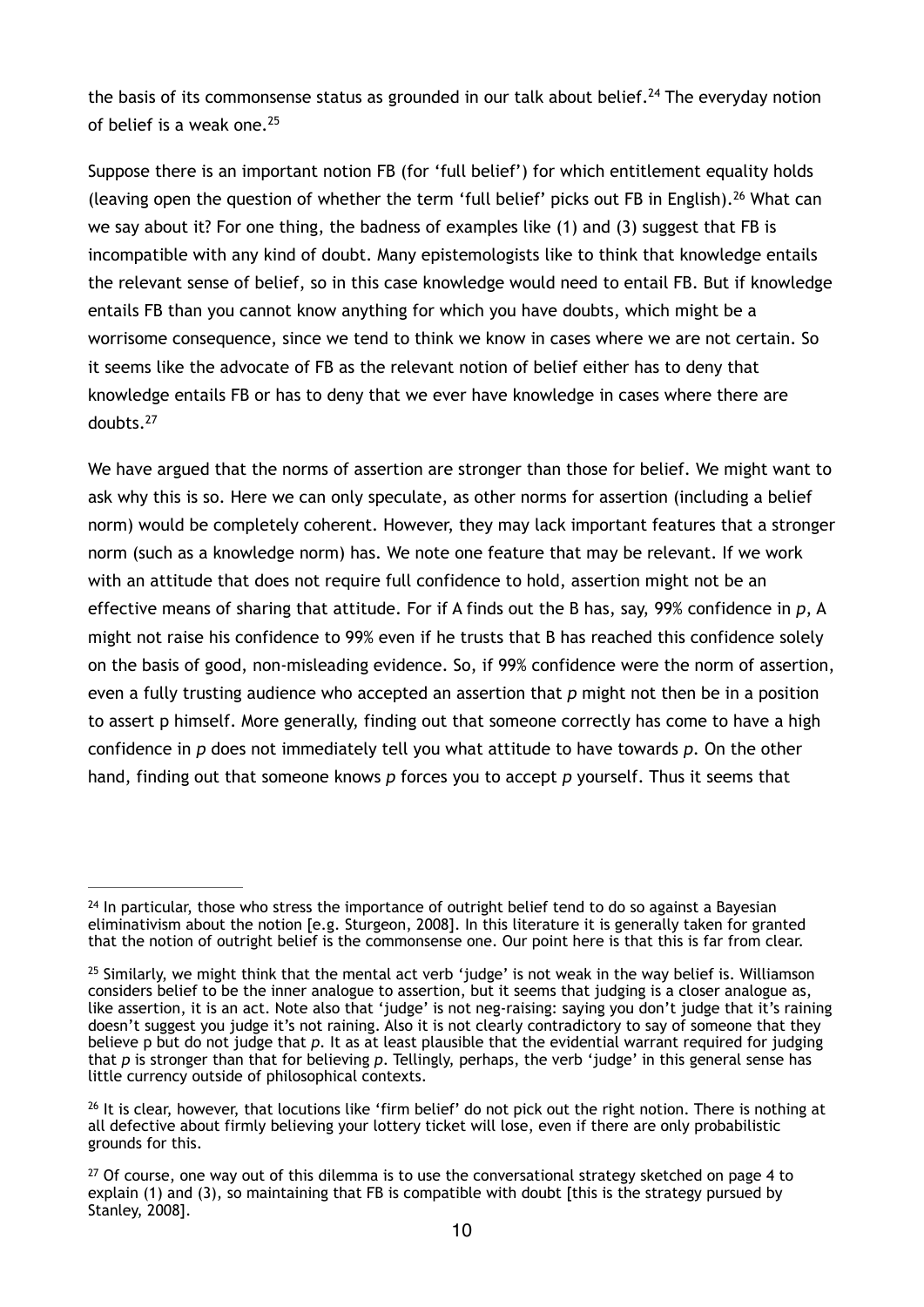the basis of its commonsense status as grounded in our talk about belief.[24] The everyday notion of belief is a weak one.[25]

Suppose there is an important notion FB (for 'full belief') for which entitlement equality holds (leaving open the question of whether the term 'full belief' picks out FB in English).[26] What can we say about it? For one thing, the badness of examples like (1) and (3) suggest that FB is incompatible with any kind of doubt. Many epistemologists like to think that knowledge entails the relevant sense of belief, so in this case knowledge would need to entail FB. But if knowledge entails FB than you cannot know anything for which you have doubts, which might be a worrisome consequence, since we tend to think we know in cases where we are not certain. So it seems like the advocate of FB as the relevant notion of belief either has to deny that knowledge entails FB or has to deny that we ever have knowledge in cases where there are doubts.[27]

We have argued that the norms of assertion are stronger than those for belief. We might want to ask why this is so. Here we can only speculate, as other norms for assertion (including a belief norm) would be completely coherent. However, they may lack important features that a stronger norm (such as a knowledge norm) has. We note one feature that may be relevant. If we work with an attitude that does not require full confidence to hold, assertion might not be an effective means of sharing that attitude. For if A finds out the B has, say, 99% confidence in *p*, A might not raise his confidence to 99% even if he trusts that B has reached this confidence solely on the basis of good, non-misleading evidence. So, if 99% confidence were the norm of assertion, even a fully trusting audience who accepted an assertion that *p* might not then be in a position to assert p himself. More generally, finding out that someone correctly has come to have a high confidence in *p* does not immediately tell you what attitude to have towards *p*. On the other hand, finding out that someone knows *p* forces you to accept *p* yourself. Thus it seems that

---

[24] In particular, those who stress the importance of outright belief tend to do so against a Bayesian eliminativism about the notion [e.g. Sturgeon, 2008]. In this literature it is generally taken for granted that the notion of outright belief is the commonsense one. Our point here is that this is far from clear.

[25] Similarly, we might think that the mental act verb 'judge' is not weak in the way belief is. Williamson considers belief to be the inner analogue to assertion, but it seems that judging is a closer analogue as, like assertion, it is an act. Note also that 'judge' is not neg-raising: saying you don't judge that it's raining doesn't suggest you judge it's not raining. Also it is not clearly contradictory to say of someone that they believe p but do not judge that *p*. It as at least plausible that the evidential warrant required for judging that *p* is stronger than that for believing *p*. Tellingly, perhaps, the verb 'judge' in this general sense has little currency outside of philosophical contexts.

[26] It is clear, however, that locutions like 'firm belief' do not pick out the right notion. There is nothing at all defective about firmly believing your lottery ticket will lose, even if there are only probabilistic grounds for this.

[27] Of course, one way out of this dilemma is to use the conversational strategy sketched on page 4 to explain (1) and (3), so maintaining that FB is compatible with doubt [this is the strategy pursued by Stanley, 2008].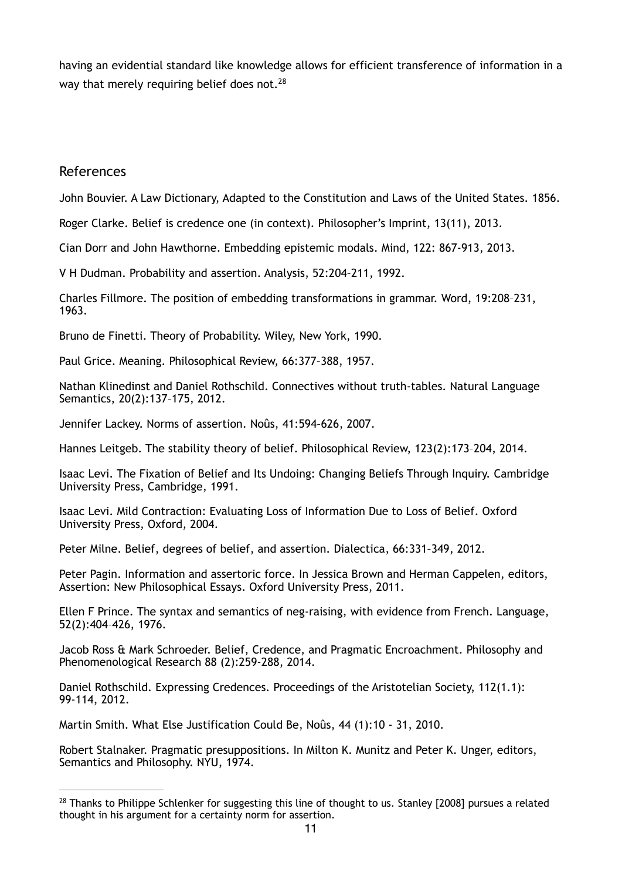having an evidential standard like knowledge allows for efficient transference of information in a way that merely requiring belief does not.[28]

## References

John Bouvier. A Law Dictionary, Adapted to the Constitution and Laws of the United States. 1856.

Roger Clarke. Belief is credence one (in context). Philosopher's Imprint, 13(11), 2013.

Cian Dorr and John Hawthorne. Embedding epistemic modals. Mind, 122: 867-913, 2013.

V H Dudman. Probability and assertion. Analysis, 52:204–211, 1992.

Charles Fillmore. The position of embedding transformations in grammar. Word, 19:208–231, 1963.

Bruno de Finetti. Theory of Probability. Wiley, New York, 1990.

Paul Grice. Meaning. Philosophical Review, 66:377–388, 1957.

Nathan Klinedinst and Daniel Rothschild. Connectives without truth-tables. Natural Language Semantics, 20(2):137–175, 2012.

Jennifer Lackey. Norms of assertion. Noûs, 41:594–626, 2007.

Hannes Leitgeb. The stability theory of belief. Philosophical Review, 123(2):173–204, 2014.

Isaac Levi. The Fixation of Belief and Its Undoing: Changing Beliefs Through Inquiry. Cambridge University Press, Cambridge, 1991.

Isaac Levi. Mild Contraction: Evaluating Loss of Information Due to Loss of Belief. Oxford University Press, Oxford, 2004.

Peter Milne. Belief, degrees of belief, and assertion. Dialectica, 66:331–349, 2012.

Peter Pagin. Information and assertoric force. In Jessica Brown and Herman Cappelen, editors, Assertion: New Philosophical Essays. Oxford University Press, 2011.

Ellen F Prince. The syntax and semantics of neg-raising, with evidence from French. Language, 52(2):404–426, 1976.

Jacob Ross & Mark Schroeder. Belief, Credence, and Pragmatic Encroachment. Philosophy and Phenomenological Research 88 (2):259-288, 2014.

Daniel Rothschild. Expressing Credences. Proceedings of the Aristotelian Society, 112(1.1): 99-114, 2012.

Martin Smith. What Else Justification Could Be, Noûs, 44 (1):10 - 31, 2010.

Robert Stalnaker. Pragmatic presuppositions. In Milton K. Munitz and Peter K. Unger, editors, Semantics and Philosophy. NYU, 1974.

---

[28] Thanks to Philippe Schlenker for suggesting this line of thought to us. Stanley [2008] pursues a related thought in his argument for a certainty norm for assertion.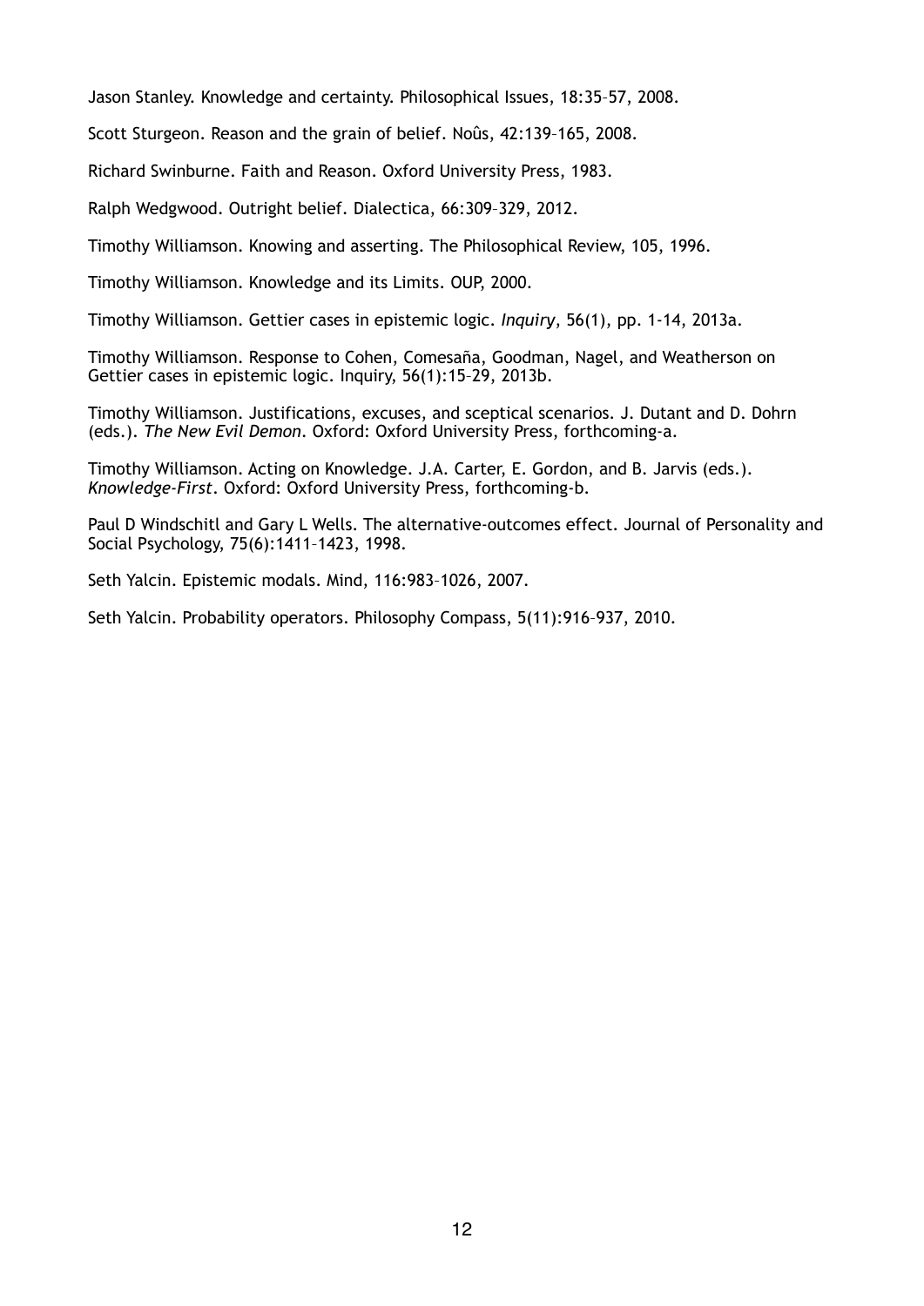Jason Stanley. Knowledge and certainty. Philosophical Issues, 18:35–57, 2008.

Scott Sturgeon. Reason and the grain of belief. Noûs, 42:139–165, 2008.

Richard Swinburne. Faith and Reason. Oxford University Press, 1983.

Ralph Wedgwood. Outright belief. Dialectica, 66:309–329, 2012.

Timothy Williamson. Knowing and asserting. The Philosophical Review, 105, 1996.

Timothy Williamson. Knowledge and its Limits. OUP, 2000.

Timothy Williamson. Gettier cases in epistemic logic. *Inquiry*, 56(1), pp. 1-14, 2013a.

Timothy Williamson. Response to Cohen, Comesaña, Goodman, Nagel, and Weatherson on Gettier cases in epistemic logic. Inquiry, 56(1):15–29, 2013b.

Timothy Williamson. Justifications, excuses, and sceptical scenarios. J. Dutant and D. Dohrn (eds.). *The New Evil Demon*. Oxford: Oxford University Press, forthcoming-a.

Timothy Williamson. Acting on Knowledge. J.A. Carter, E. Gordon, and B. Jarvis (eds.). *Knowledge-First*. Oxford: Oxford University Press, forthcoming-b.

Paul D Windschitl and Gary L Wells. The alternative-outcomes effect. Journal of Personality and Social Psychology, 75(6):1411–1423, 1998.

Seth Yalcin. Epistemic modals. Mind, 116:983–1026, 2007.

Seth Yalcin. Probability operators. Philosophy Compass, 5(11):916–937, 2010.